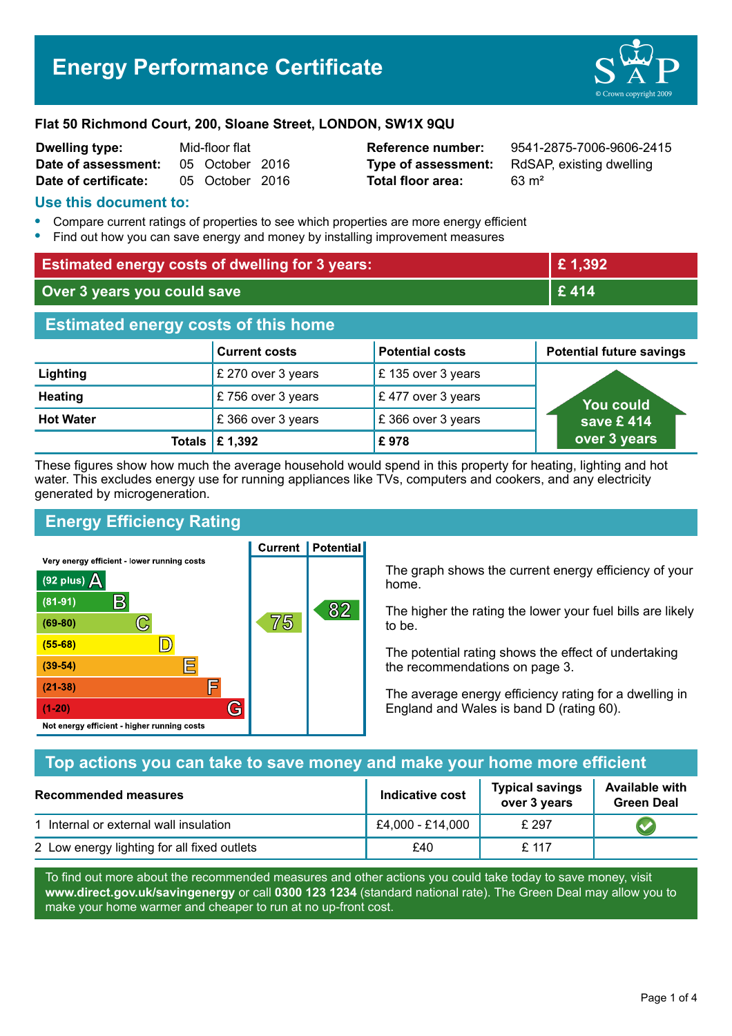# Energy Performance Certificate

**Flat 50 Richmond Court, 200, Sloane Street, LONDON, SW1X 9QU**

| | | | |
|---|---|---|---|
| **Dwelling type:** | Mid-floor flat | **Reference number:** | 9541-2875-7006-9606-2415 |
| **Date of assessment:** | 05 October 2016 | **Type of assessment:** | RdSAP, existing dwelling |
| **Date of certificate:** | 05 October 2016 | **Total floor area:** | 63 m² |

## Use this document to:

- Compare current ratings of properties to see which properties are more energy efficient
- Find out how you can save energy and money by installing improvement measures

| | |
|---|---|
| **Estimated energy costs of dwelling for 3 years:** | **£ 1,392** |
| **Over 3 years you could save** | **£ 414** |

## Estimated energy costs of this home

| | Current costs | Potential costs | Potential future savings |
|---|---|---|---|
| **Lighting** | £ 270 over 3 years | £ 135 over 3 years | You could save £ 414 over 3 years |
| **Heating** | £ 756 over 3 years | £ 477 over 3 years | |
| **Hot Water** | £ 366 over 3 years | £ 366 over 3 years | |
| **Totals** | **£ 1,392** | **£ 978** | |

These figures show how much the average household would spend in this property for heating, lighting and hot water. This excludes energy use for running appliances like TVs, computers and cookers, and any electricity generated by microgeneration.

## Energy Efficiency Rating

| Rating band | Current | Potential |
|---|---|---|
| Very energy efficient - lower running costs | | |
| (92 plus) A | | |
| (81-91) B | | 82 |
| (69-80) C | 75 | |
| (55-68) D | | |
| (39-54) E | | |
| (21-38) F | | |
| (1-20) G | | |
| Not energy efficient - higher running costs | | |

The graph shows the current energy efficiency of your home.

The higher the rating the lower your fuel bills are likely to be.

The potential rating shows the effect of undertaking the recommendations on page 3.

The average energy efficiency rating for a dwelling in England and Wales is band D (rating 60).

## Top actions you can take to save money and make your home more efficient

| Recommended measures | Indicative cost | Typical savings over 3 years | Available with Green Deal |
|---|---|---|---|
| 1 Internal or external wall insulation | £4,000 - £14,000 | £ 297 | ✔ |
| 2 Low energy lighting for all fixed outlets | £40 | £ 117 | |

To find out more about the recommended measures and other actions you could take today to save money, visit **www.direct.gov.uk/savingenergy** or call **0300 123 1234** (standard national rate). The Green Deal may allow you to make your home warmer and cheaper to run at no up-front cost.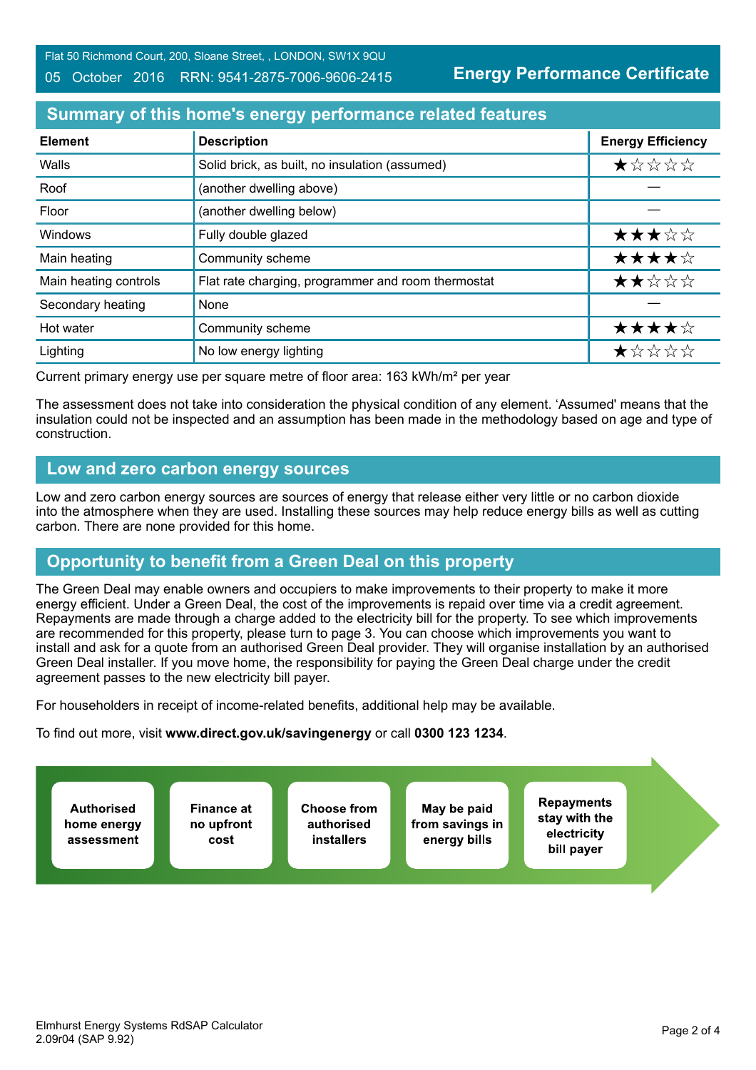Flat 50 Richmond Court, 200, Sloane Street, , LONDON, SW1X 9QU

05 October 2016 RRN: 9541-2875-7006-9606-2415

**Energy Performance Certificate**

## Summary of this home's energy performance related features

| Element | Description | Energy Efficiency |
|---|---|---|
| Walls | Solid brick, as built, no insulation (assumed) | ★☆☆☆☆ |
| Roof | (another dwelling above) | — |
| Floor | (another dwelling below) | — |
| Windows | Fully double glazed | ★★★☆☆ |
| Main heating | Community scheme | ★★★★☆ |
| Main heating controls | Flat rate charging, programmer and room thermostat | ★★☆☆☆ |
| Secondary heating | None | — |
| Hot water | Community scheme | ★★★★☆ |
| Lighting | No low energy lighting | ★☆☆☆☆ |

Current primary energy use per square metre of floor area: 163 kWh/m² per year

The assessment does not take into consideration the physical condition of any element. 'Assumed' means that the insulation could not be inspected and an assumption has been made in the methodology based on age and type of construction.

## Low and zero carbon energy sources

Low and zero carbon energy sources are sources of energy that release either very little or no carbon dioxide into the atmosphere when they are used. Installing these sources may help reduce energy bills as well as cutting carbon. There are none provided for this home.

## Opportunity to benefit from a Green Deal on this property

The Green Deal may enable owners and occupiers to make improvements to their property to make it more energy efficient. Under a Green Deal, the cost of the improvements is repaid over time via a credit agreement. Repayments are made through a charge added to the electricity bill for the property. To see which improvements are recommended for this property, please turn to page 3. You can choose which improvements you want to install and ask for a quote from an authorised Green Deal provider. They will organise installation by an authorised Green Deal installer. If you move home, the responsibility for paying the Green Deal charge under the credit agreement passes to the new electricity bill payer.

For householders in receipt of income-related benefits, additional help may be available.

To find out more, visit **www.direct.gov.uk/savingenergy** or call **0300 123 1234**.

- **Authorised home energy assessment**
- **Finance at no upfront cost**
- **Choose from authorised installers**
- **May be paid from savings in energy bills**
- **Repayments stay with the electricity bill payer**

Elmhurst Energy Systems RdSAP Calculator 2.09r04 (SAP 9.92)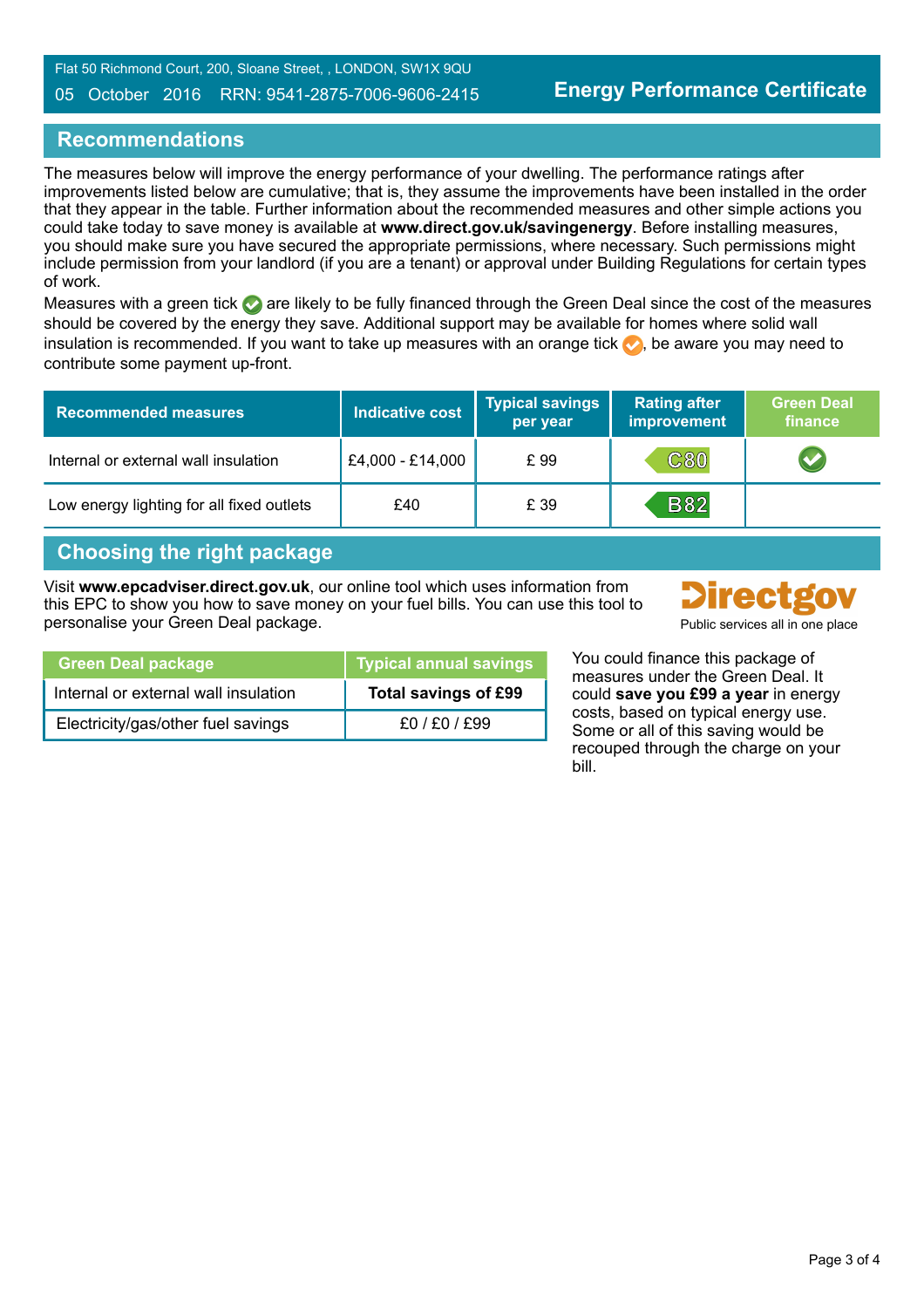## Recommendations

The measures below will improve the energy performance of your dwelling. The performance ratings after improvements listed below are cumulative; that is, they assume the improvements have been installed in the order that they appear in the table. Further information about the recommended measures and other simple actions you could take today to save money is available at **www.direct.gov.uk/savingenergy**. Before installing measures, you should make sure you have secured the appropriate permissions, where necessary. Such permissions might include permission from your landlord (if you are a tenant) or approval under Building Regulations for certain types of work.

Measures with a green tick ✔ are likely to be fully financed through the Green Deal since the cost of the measures should be covered by the energy they save. Additional support may be available for homes where solid wall insulation is recommended. If you want to take up measures with an orange tick ✔, be aware you may need to contribute some payment up-front.

| Recommended measures | Indicative cost | Typical savings per year | Rating after improvement | Green Deal finance |
|---|---|---|---|---|
| Internal or external wall insulation | £4,000 - £14,000 | £ 99 | C80 | ✔ |
| Low energy lighting for all fixed outlets | £40 | £ 39 | B82 | |

## Choosing the right package

Visit **www.epcadviser.direct.gov.uk**, our online tool which uses information from this EPC to show you how to save money on your fuel bills. You can use this tool to personalise your Green Deal package.

Directgov
Public services all in one place

| Green Deal package | Typical annual savings |
|---|---|
| Internal or external wall insulation | **Total savings of £99** |
| Electricity/gas/other fuel savings | £0 / £0 / £99 |

You could finance this package of measures under the Green Deal. It could **save you £99 a year** in energy costs, based on typical energy use. Some or all of this saving would be recouped through the charge on your bill.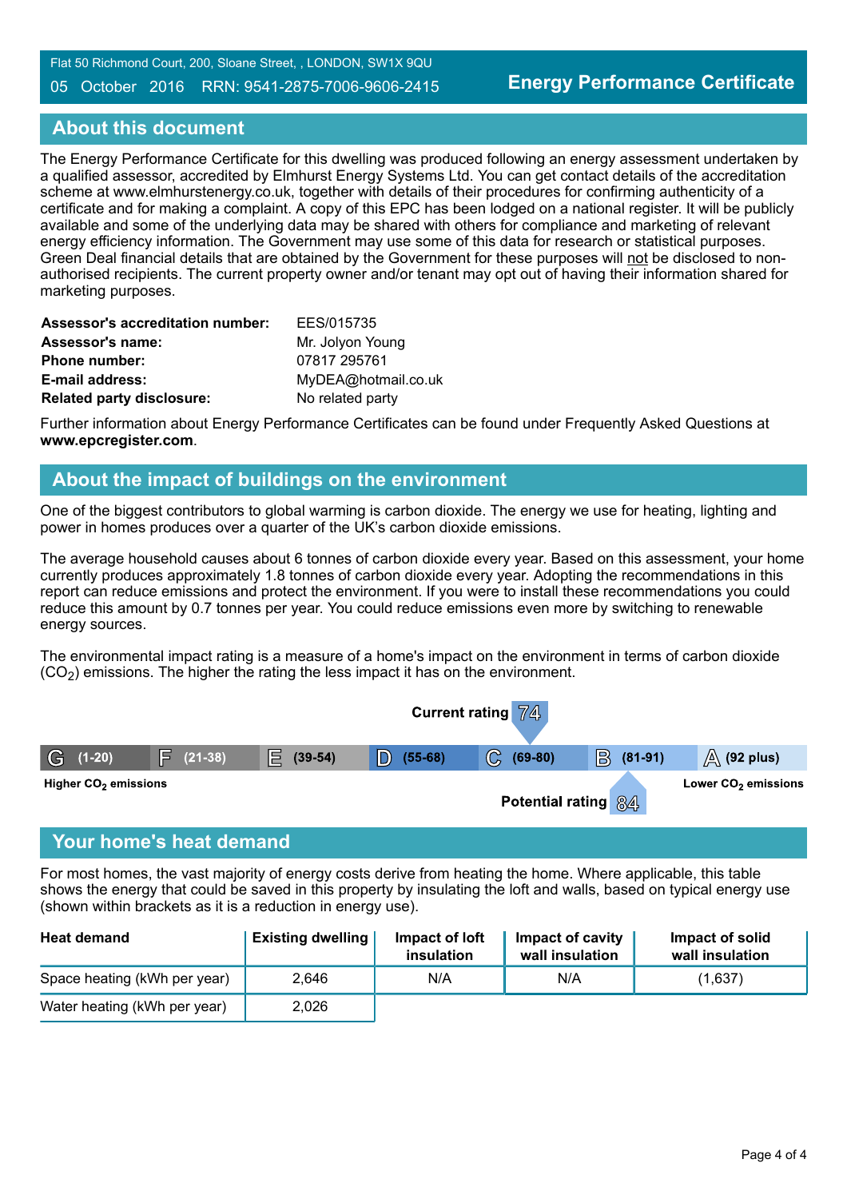Flat 50 Richmond Court, 200, Sloane Street, , LONDON, SW1X 9QU

05 October 2016 RRN: 9541-2875-7006-9606-2415

**Energy Performance Certificate**

## About this document

The Energy Performance Certificate for this dwelling was produced following an energy assessment undertaken by a qualified assessor, accredited by Elmhurst Energy Systems Ltd. You can get contact details of the accreditation scheme at www.elmhurstenergy.co.uk, together with details of their procedures for confirming authenticity of a certificate and for making a complaint. A copy of this EPC has been lodged on a national register. It will be publicly available and some of the underlying data may be shared with others for compliance and marketing of relevant energy efficiency information. The Government may use some of this data for research or statistical purposes. Green Deal financial details that are obtained by the Government for these purposes will not be disclosed to non-authorised recipients. The current property owner and/or tenant may opt out of having their information shared for marketing purposes.

| | |
|---|---|
| **Assessor's accreditation number:** | EES/015735 |
| **Assessor's name:** | Mr. Jolyon Young |
| **Phone number:** | 07817 295761 |
| **E-mail address:** | MyDEA@hotmail.co.uk |
| **Related party disclosure:** | No related party |

Further information about Energy Performance Certificates can be found under Frequently Asked Questions at **www.epcregister.com**.

## About the impact of buildings on the environment

One of the biggest contributors to global warming is carbon dioxide. The energy we use for heating, lighting and power in homes produces over a quarter of the UK's carbon dioxide emissions.

The average household causes about 6 tonnes of carbon dioxide every year. Based on this assessment, your home currently produces approximately 1.8 tonnes of carbon dioxide every year. Adopting the recommendations in this report can reduce emissions and protect the environment. If you were to install these recommendations you could reduce this amount by 0.7 tonnes per year. You could reduce emissions even more by switching to renewable energy sources.

The environmental impact rating is a measure of a home's impact on the environment in terms of carbon dioxide ($CO_2$) emissions. The higher the rating the less impact it has on the environment.

Current rating 74

G (1-20) F (21-38) E (39-54) D (55-68) C (69-80) B (81-91) A (92 plus)

Higher $CO_2$ emissions

Lower $CO_2$ emissions

Potential rating 84

## Your home's heat demand

For most homes, the vast majority of energy costs derive from heating the home. Where applicable, this table shows the energy that could be saved in this property by insulating the loft and walls, based on typical energy use (shown within brackets as it is a reduction in energy use).

| Heat demand | Existing dwelling | Impact of loft insulation | Impact of cavity wall insulation | Impact of solid wall insulation |
|---|---|---|---|---|
| Space heating (kWh per year) | 2,646 | N/A | N/A | (1,637) |
| Water heating (kWh per year) | 2,026 | | | |